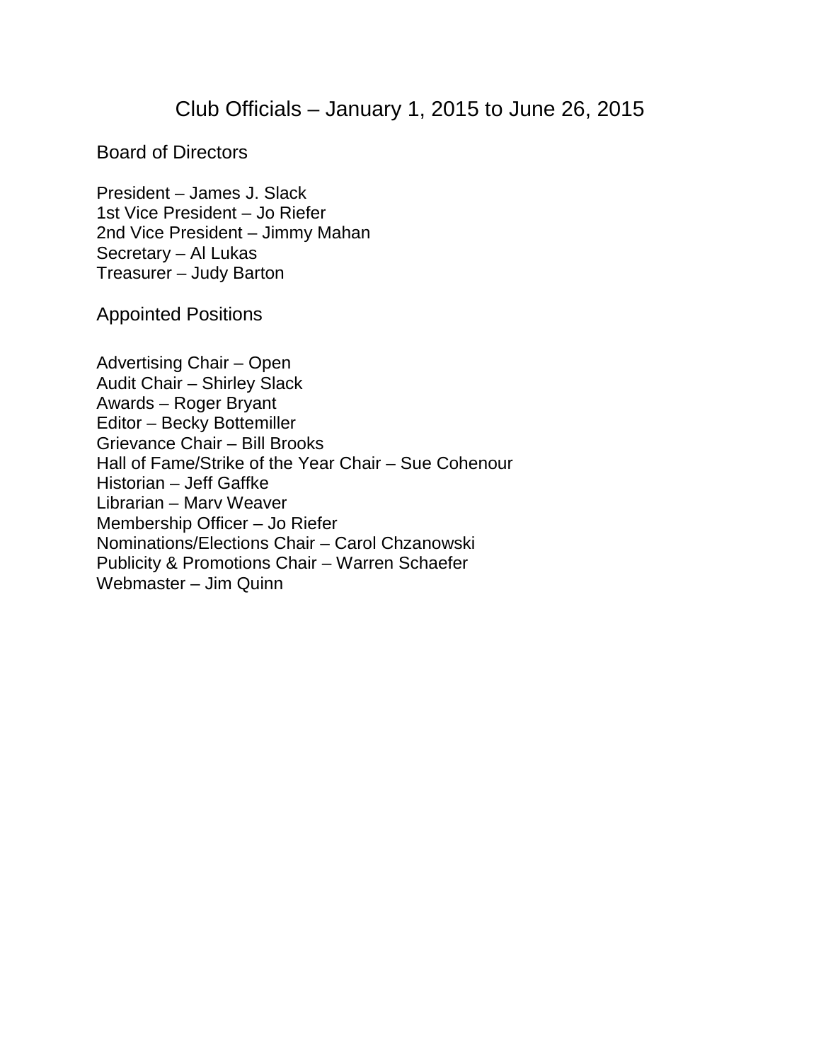# Club Officials – January 1, 2015 to June 26, 2015

## Board of Directors

President – James J. Slack
1st Vice President – Jo Riefer
2nd Vice President – Jimmy Mahan
Secretary – Al Lukas
Treasurer – Judy Barton

## Appointed Positions

Advertising Chair – Open
Audit Chair – Shirley Slack
Awards – Roger Bryant
Editor – Becky Bottemiller
Grievance Chair – Bill Brooks
Hall of Fame/Strike of the Year Chair – Sue Cohenour
Historian – Jeff Gaffke
Librarian – Marv Weaver
Membership Officer – Jo Riefer
Nominations/Elections Chair – Carol Chzanowski
Publicity & Promotions Chair – Warren Schaefer
Webmaster – Jim Quinn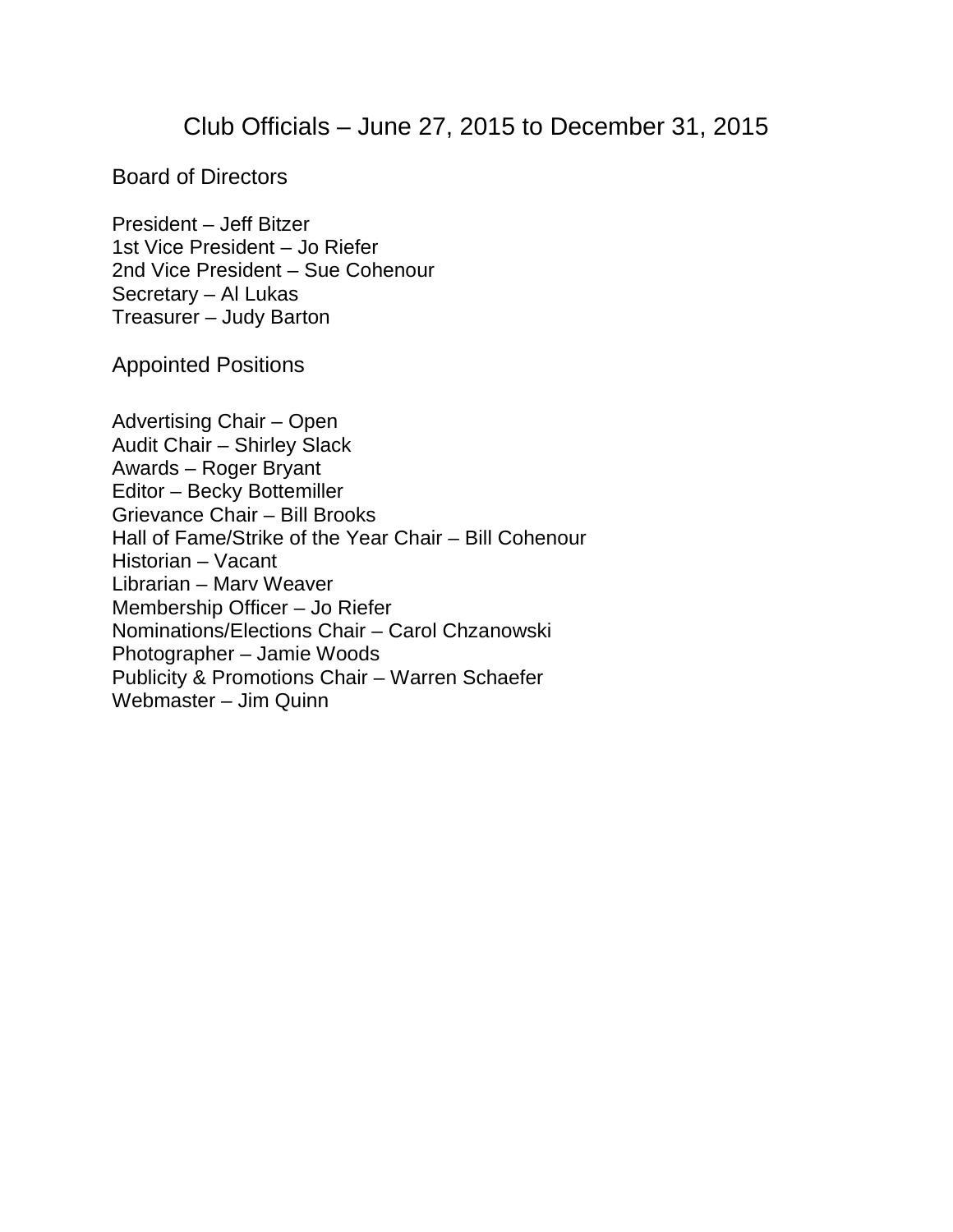# Club Officials – June 27, 2015 to December 31, 2015

## Board of Directors

President – Jeff Bitzer
1st Vice President – Jo Riefer
2nd Vice President – Sue Cohenour
Secretary – Al Lukas
Treasurer – Judy Barton

## Appointed Positions

Advertising Chair – Open
Audit Chair – Shirley Slack
Awards – Roger Bryant
Editor – Becky Bottemiller
Grievance Chair – Bill Brooks
Hall of Fame/Strike of the Year Chair – Bill Cohenour
Historian – Vacant
Librarian – Marv Weaver
Membership Officer – Jo Riefer
Nominations/Elections Chair – Carol Chzanowski
Photographer – Jamie Woods
Publicity & Promotions Chair – Warren Schaefer
Webmaster – Jim Quinn